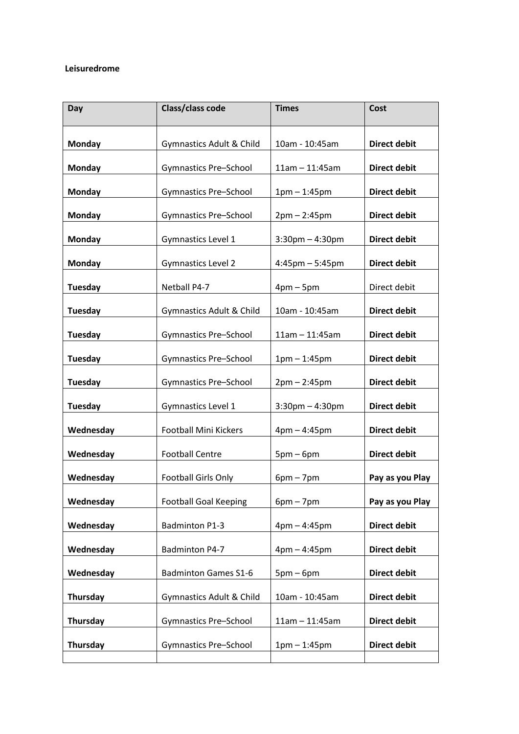**Leisuredrome**

| Day | Class/class code | Times | Cost |
|---|---|---|---|
| **Monday** | Gymnastics Adult & Child | 10am - 10:45am | **Direct debit** |
| **Monday** | Gymnastics Pre–School | 11am – 11:45am | **Direct debit** |
| **Monday** | Gymnastics Pre–School | 1pm – 1:45pm | **Direct debit** |
| **Monday** | Gymnastics Pre–School | 2pm – 2:45pm | **Direct debit** |
| **Monday** | Gymnastics Level 1 | 3:30pm – 4:30pm | **Direct debit** |
| **Monday** | Gymnastics Level 2 | 4:45pm – 5:45pm | **Direct debit** |
| **Tuesday** | Netball P4-7 | 4pm – 5pm | Direct debit |
| **Tuesday** | Gymnastics Adult & Child | 10am - 10:45am | **Direct debit** |
| **Tuesday** | Gymnastics Pre–School | 11am – 11:45am | **Direct debit** |
| **Tuesday** | Gymnastics Pre–School | 1pm – 1:45pm | **Direct debit** |
| **Tuesday** | Gymnastics Pre–School | 2pm – 2:45pm | **Direct debit** |
| **Tuesday** | Gymnastics Level 1 | 3:30pm – 4:30pm | **Direct debit** |
| **Wednesday** | Football Mini Kickers | 4pm – 4:45pm | **Direct debit** |
| **Wednesday** | Football Centre | 5pm – 6pm | **Direct debit** |
| **Wednesday** | Football Girls Only | 6pm – 7pm | **Pay as you Play** |
| **Wednesday** | Football Goal Keeping | 6pm – 7pm | **Pay as you Play** |
| **Wednesday** | Badminton P1-3 | 4pm – 4:45pm | **Direct debit** |
| **Wednesday** | Badminton P4-7 | 4pm – 4:45pm | **Direct debit** |
| **Wednesday** | Badminton Games S1-6 | 5pm – 6pm | **Direct debit** |
| **Thursday** | Gymnastics Adult & Child | 10am - 10:45am | **Direct debit** |
| **Thursday** | Gymnastics Pre–School | 11am – 11:45am | **Direct debit** |
| **Thursday** | Gymnastics Pre–School | 1pm – 1:45pm | **Direct debit** |
| | | | |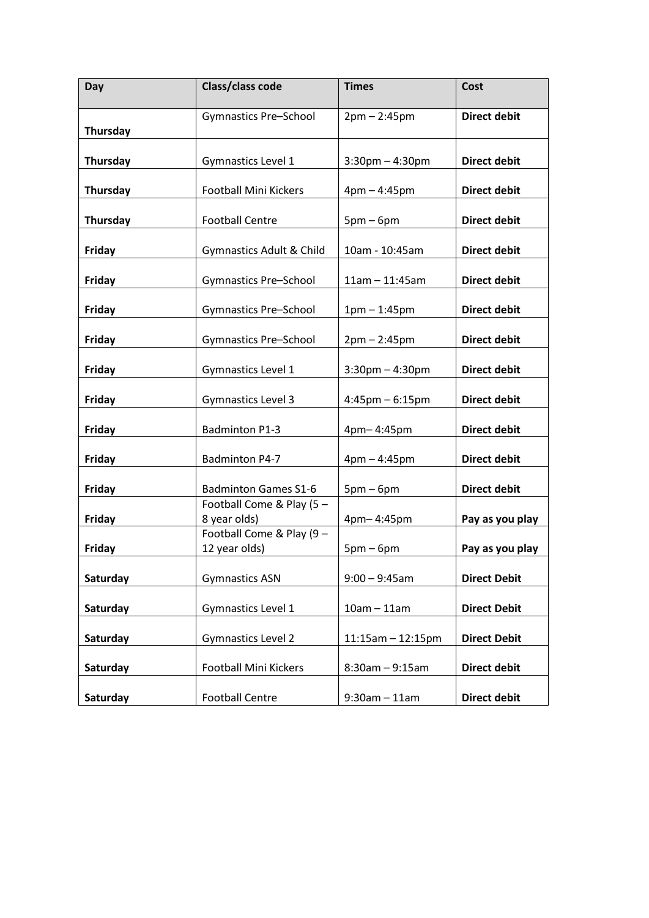| Day | Class/class code | Times | Cost |
|---|---|---|---|
| **Thursday** | Gymnastics Pre–School | 2pm – 2:45pm | **Direct debit** |
| **Thursday** | Gymnastics Level 1 | 3:30pm – 4:30pm | **Direct debit** |
| **Thursday** | Football Mini Kickers | 4pm – 4:45pm | **Direct debit** |
| **Thursday** | Football Centre | 5pm – 6pm | **Direct debit** |
| **Friday** | Gymnastics Adult & Child | 10am - 10:45am | **Direct debit** |
| **Friday** | Gymnastics Pre–School | 11am – 11:45am | **Direct debit** |
| **Friday** | Gymnastics Pre–School | 1pm – 1:45pm | **Direct debit** |
| **Friday** | Gymnastics Pre–School | 2pm – 2:45pm | **Direct debit** |
| **Friday** | Gymnastics Level 1 | 3:30pm – 4:30pm | **Direct debit** |
| **Friday** | Gymnastics Level 3 | 4:45pm – 6:15pm | **Direct debit** |
| **Friday** | Badminton P1-3 | 4pm– 4:45pm | **Direct debit** |
| **Friday** | Badminton P4-7 | 4pm – 4:45pm | **Direct debit** |
| **Friday** | Badminton Games S1-6 | 5pm – 6pm | **Direct debit** |
| **Friday** | Football Come & Play (5 – 8 year olds) | 4pm– 4:45pm | **Pay as you play** |
| **Friday** | Football Come & Play (9 – 12 year olds) | 5pm – 6pm | **Pay as you play** |
| **Saturday** | Gymnastics ASN | 9:00 – 9:45am | **Direct Debit** |
| **Saturday** | Gymnastics Level 1 | 10am – 11am | **Direct Debit** |
| **Saturday** | Gymnastics Level 2 | 11:15am – 12:15pm | **Direct Debit** |
| **Saturday** | Football Mini Kickers | 8:30am – 9:15am | **Direct debit** |
| **Saturday** | Football Centre | 9:30am – 11am | **Direct debit** |